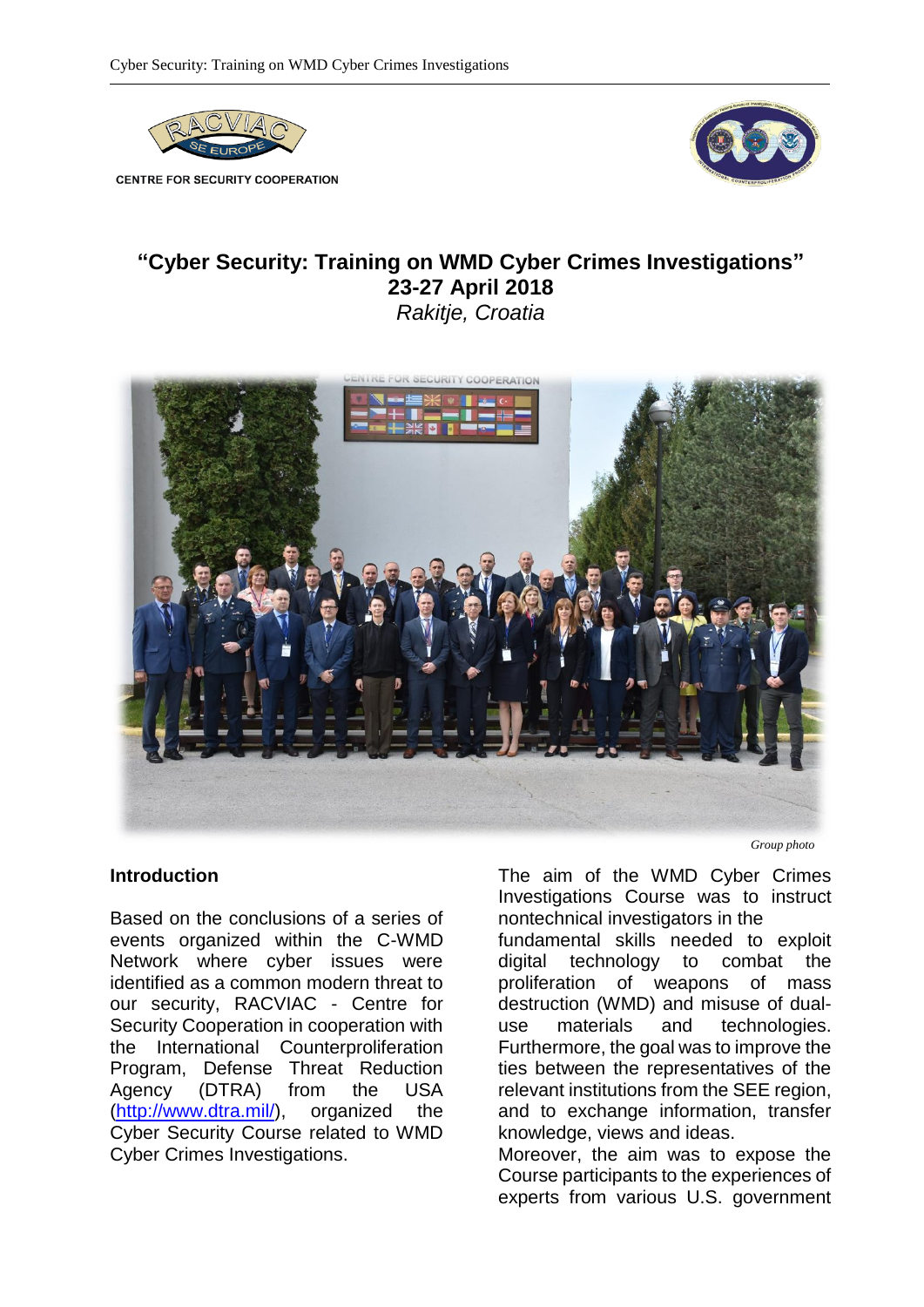CENTRE FOR SECURITY COOPERATION

# "Cyber Security: Training on WMD Cyber Crimes Investigations"

**23-27 April 2018**

*Rakitje, Croatia*

*Group photo*

## Introduction

Based on the conclusions of a series of events organized within the C-WMD Network where cyber issues were identified as a common modern threat to our security, RACVIAC - Centre for Security Cooperation in cooperation with the International Counterproliferation Program, Defense Threat Reduction Agency (DTRA) from the USA (http://www.dtra.mil/), organized the Cyber Security Course related to WMD Cyber Crimes Investigations.

The aim of the WMD Cyber Crimes Investigations Course was to instruct nontechnical investigators in the fundamental skills needed to exploit digital technology to combat the proliferation of weapons of mass destruction (WMD) and misuse of dual-use materials and technologies. Furthermore, the goal was to improve the ties between the representatives of the relevant institutions from the SEE region, and to exchange information, transfer knowledge, views and ideas.

Moreover, the aim was to expose the Course participants to the experiences of experts from various U.S. government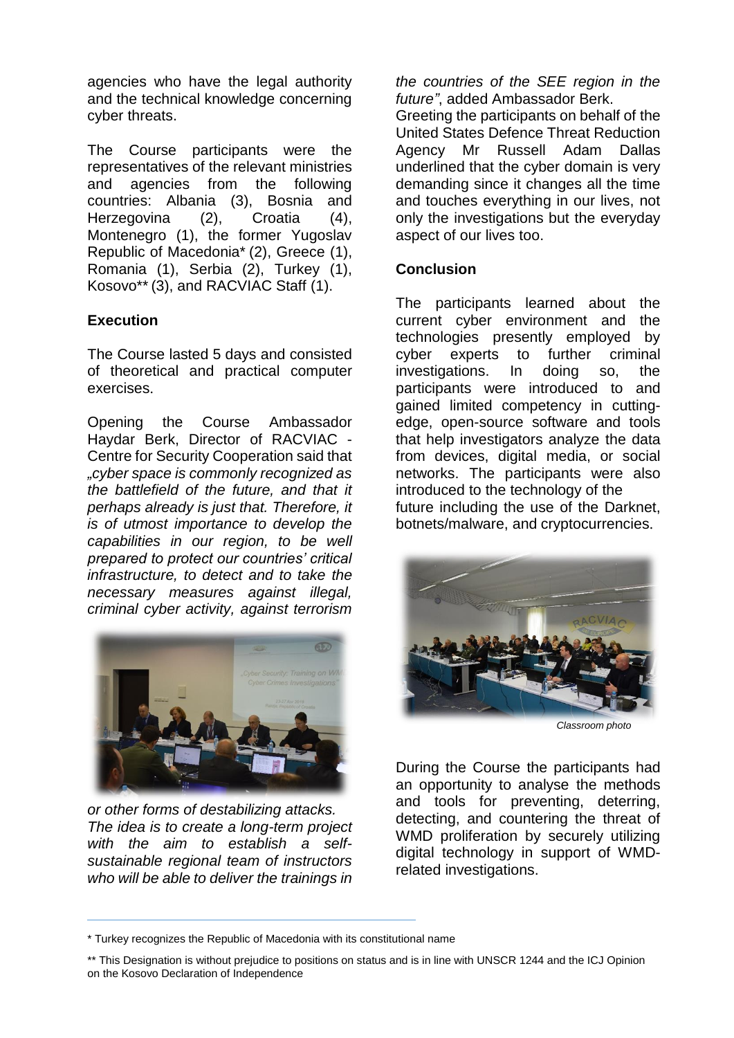agencies who have the legal authority and the technical knowledge concerning cyber threats.

The Course participants were the representatives of the relevant ministries and agencies from the following countries: Albania (3), Bosnia and Herzegovina (2), Croatia (4), Montenegro (1), the former Yugoslav Republic of Macedonia* (2), Greece (1), Romania (1), Serbia (2), Turkey (1), Kosovo** (3), and RACVIAC Staff (1).

**Execution**

The Course lasted 5 days and consisted of theoretical and practical computer exercises.

Opening the Course Ambassador Haydar Berk, Director of RACVIAC - Centre for Security Cooperation said that *„cyber space is commonly recognized as the battlefield of the future, and that it perhaps already is just that. Therefore, it is of utmost importance to develop the capabilities in our region, to be well prepared to protect our countries' critical infrastructure, to detect and to take the necessary measures against illegal, criminal cyber activity, against terrorism or other forms of destabilizing attacks. The idea is to create a long-term project with the aim to establish a self-sustainable regional team of instructors who will be able to deliver the trainings in the countries of the SEE region in the future"*, added Ambassador Berk.

Greeting the participants on behalf of the United States Defence Threat Reduction Agency Mr Russell Adam Dallas underlined that the cyber domain is very demanding since it changes all the time and touches everything in our lives, not only the investigations but the everyday aspect of our lives too.

**Conclusion**

The participants learned about the current cyber environment and the technologies presently employed by cyber experts to further criminal investigations. In doing so, the participants were introduced to and gained limited competency in cutting-edge, open-source software and tools that help investigators analyze the data from devices, digital media, or social networks. The participants were also introduced to the technology of the future including the use of the Darknet, botnets/malware, and cryptocurrencies.

*Classroom photo*

During the Course the participants had an opportunity to analyse the methods and tools for preventing, deterring, detecting, and countering the threat of WMD proliferation by securely utilizing digital technology in support of WMD-related investigations.

---

\* Turkey recognizes the Republic of Macedonia with its constitutional name

\*\* This Designation is without prejudice to positions on status and is in line with UNSCR 1244 and the ICJ Opinion on the Kosovo Declaration of Independence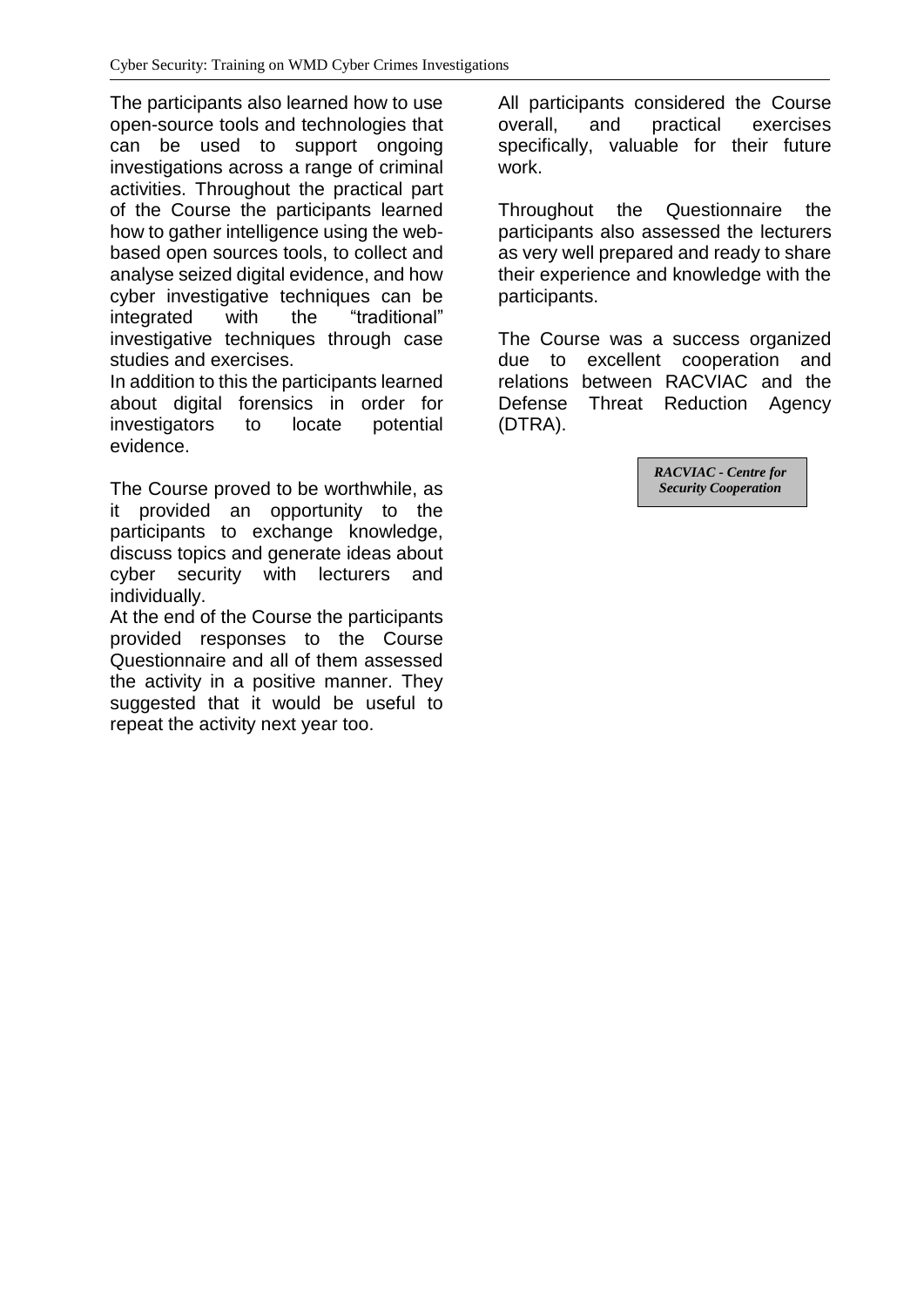The participants also learned how to use open-source tools and technologies that can be used to support ongoing investigations across a range of criminal activities. Throughout the practical part of the Course the participants learned how to gather intelligence using the web-based open sources tools, to collect and analyse seized digital evidence, and how cyber investigative techniques can be integrated with the "traditional" investigative techniques through case studies and exercises.

In addition to this the participants learned about digital forensics in order for investigators to locate potential evidence.

The Course proved to be worthwhile, as it provided an opportunity to the participants to exchange knowledge, discuss topics and generate ideas about cyber security with lecturers and individually.

At the end of the Course the participants provided responses to the Course Questionnaire and all of them assessed the activity in a positive manner. They suggested that it would be useful to repeat the activity next year too.

All participants considered the Course overall, and practical exercises specifically, valuable for their future work.

Throughout the Questionnaire the participants also assessed the lecturers as very well prepared and ready to share their experience and knowledge with the participants.

The Course was a success organized due to excellent cooperation and relations between RACVIAC and the Defense Threat Reduction Agency (DTRA).

***RACVIAC - Centre for Security Cooperation***